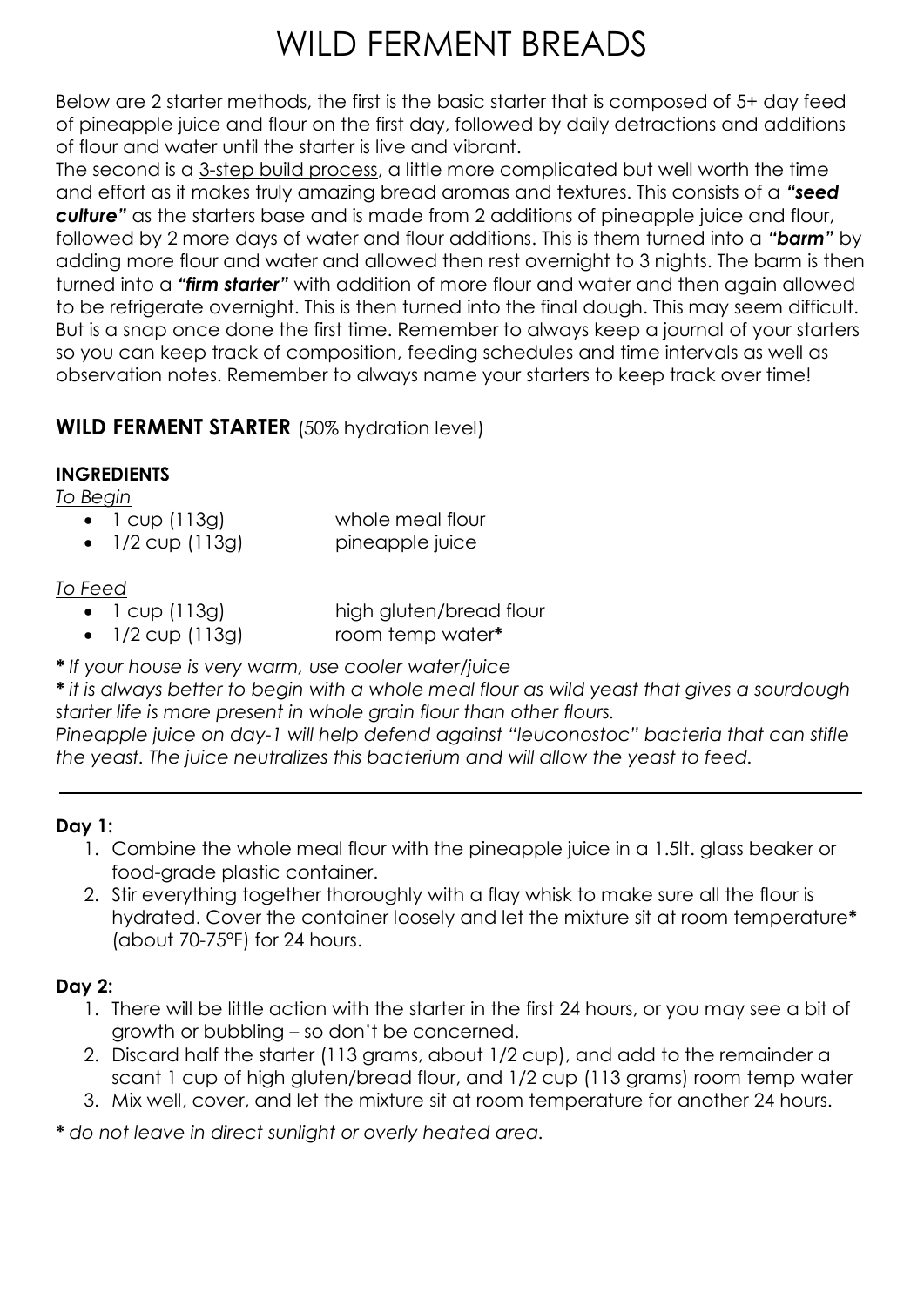# WILD FERMENT BREADS

Below are 2 starter methods, the first is the basic starter that is composed of 5+ day feed of pineapple juice and flour on the first day, followed by daily detractions and additions of flour and water until the starter is live and vibrant.

The second is a <u>3-step build process</u>, a little more complicated but well worth the time and effort as it makes truly amazing bread aromas and textures. This consists of a ***"seed culture"*** as the starters base and is made from 2 additions of pineapple juice and flour, followed by 2 more days of water and flour additions. This is them turned into a ***"barm"*** by adding more flour and water and allowed then rest overnight to 3 nights. The barm is then turned into a ***"firm starter"*** with addition of more flour and water and then again allowed to be refrigerate overnight. This is then turned into the final dough. This may seem difficult. But is a snap once done the first time. Remember to always keep a journal of your starters so you can keep track of composition, feeding schedules and time intervals as well as observation notes. Remember to always name your starters to keep track over time!

## WILD FERMENT STARTER (50% hydration level)

**INGREDIENTS**

*<u>To Begin</u>*

- 1 cup (113g) whole meal flour
- 1/2 cup (113g) pineapple juice

*<u>To Feed</u>*

- 1 cup (113g) high gluten/bread flour
- 1/2 cup (113g) room temp water**\***

***\*** If your house is very warm, use cooler water/juice*

***\*** it is always better to begin with a whole meal flour as wild yeast that gives a sourdough starter life is more present in whole grain flour than other flours.*

*Pineapple juice on day-1 will help defend against "leuconostoc" bacteria that can stifle the yeast. The juice neutralizes this bacterium and will allow the yeast to feed.*

---

**Day 1:**

1. Combine the whole meal flour with the pineapple juice in a 1.5lt. glass beaker or food-grade plastic container.
2. Stir everything together thoroughly with a flay whisk to make sure all the flour is hydrated. Cover the container loosely and let the mixture sit at room temperature**\*** (about 70-75°F) for 24 hours.

**Day 2:**

1. There will be little action with the starter in the first 24 hours, or you may see a bit of growth or bubbling – so don't be concerned.
2. Discard half the starter (113 grams, about 1/2 cup), and add to the remainder a scant 1 cup of high gluten/bread flour, and 1/2 cup (113 grams) room temp water
3. Mix well, cover, and let the mixture sit at room temperature for another 24 hours.

***\*** do not leave in direct sunlight or overly heated area.*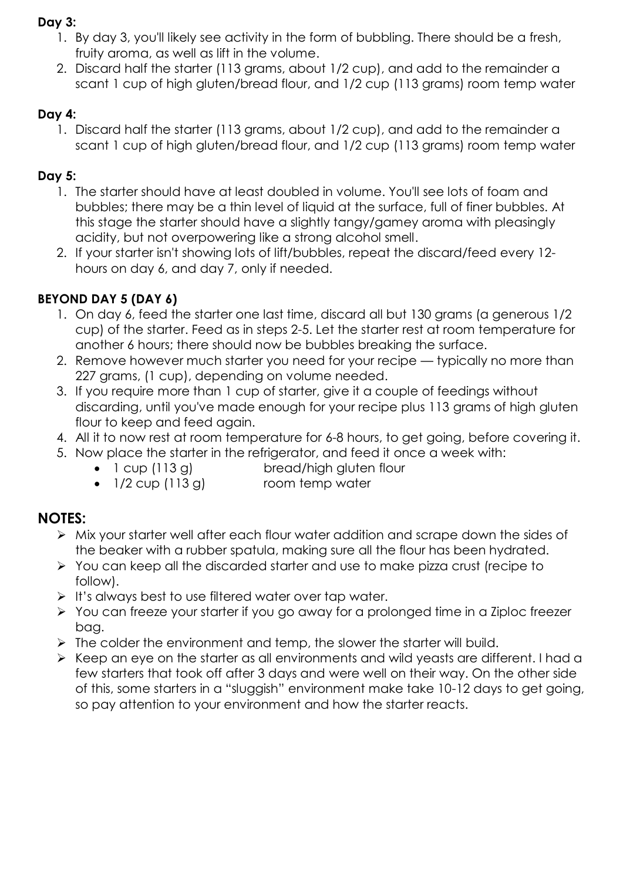**Day 3:**

1. By day 3, you'll likely see activity in the form of bubbling. There should be a fresh, fruity aroma, as well as lift in the volume.
2. Discard half the starter (113 grams, about 1/2 cup), and add to the remainder a scant 1 cup of high gluten/bread flour, and 1/2 cup (113 grams) room temp water

**Day 4:**

1. Discard half the starter (113 grams, about 1/2 cup), and add to the remainder a scant 1 cup of high gluten/bread flour, and 1/2 cup (113 grams) room temp water

**Day 5:**

1. The starter should have at least doubled in volume. You'll see lots of foam and bubbles; there may be a thin level of liquid at the surface, full of finer bubbles. At this stage the starter should have a slightly tangy/gamey aroma with pleasingly acidity, but not overpowering like a strong alcohol smell.
2. If your starter isn't showing lots of lift/bubbles, repeat the discard/feed every 12-hours on day 6, and day 7, only if needed.

**BEYOND DAY 5 (DAY 6)**

1. On day 6, feed the starter one last time, discard all but 130 grams (a generous 1/2 cup) of the starter. Feed as in steps 2-5. Let the starter rest at room temperature for another 6 hours; there should now be bubbles breaking the surface.
2. Remove however much starter you need for your recipe — typically no more than 227 grams, (1 cup), depending on volume needed.
3. If you require more than 1 cup of starter, give it a couple of feedings without discarding, until you've made enough for your recipe plus 113 grams of high gluten flour to keep and feed again.
4. All it to now rest at room temperature for 6-8 hours, to get going, before covering it.
5. Now place the starter in the refrigerator, and feed it once a week with:
   - 1 cup (113 g) bread/high gluten flour
   - 1/2 cup (113 g) room temp water

## NOTES:

- Mix your starter well after each flour water addition and scrape down the sides of the beaker with a rubber spatula, making sure all the flour has been hydrated.
- You can keep all the discarded starter and use to make pizza crust (recipe to follow).
- It's always best to use filtered water over tap water.
- You can freeze your starter if you go away for a prolonged time in a Ziploc freezer bag.
- The colder the environment and temp, the slower the starter will build.
- Keep an eye on the starter as all environments and wild yeasts are different. I had a few starters that took off after 3 days and were well on their way. On the other side of this, some starters in a "sluggish" environment make take 10-12 days to get going, so pay attention to your environment and how the starter reacts.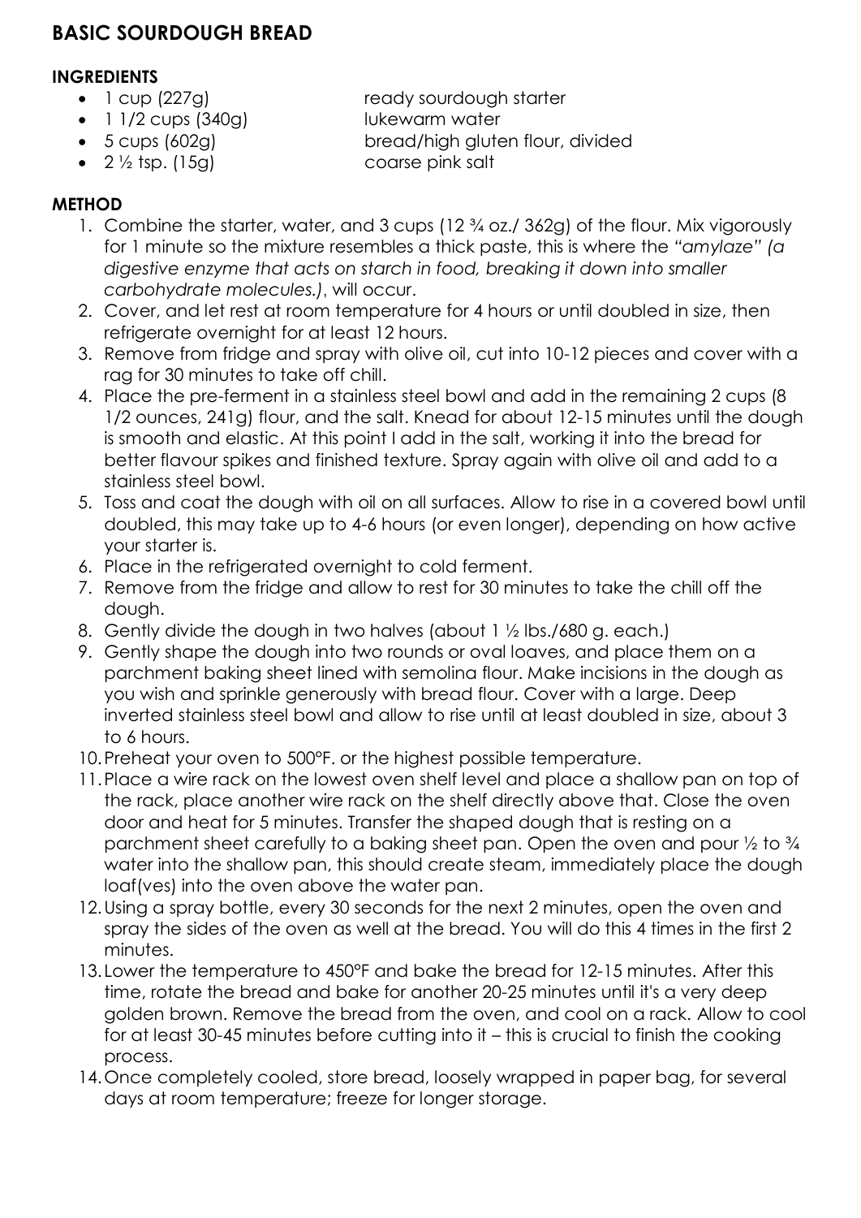# BASIC SOURDOUGH BREAD

## INGREDIENTS

- 1 cup (227g) ready sourdough starter
- 1 1/2 cups (340g) lukewarm water
- 5 cups (602g) bread/high gluten flour, divided
- 2 ½ tsp. (15g) coarse pink salt

## METHOD

1. Combine the starter, water, and 3 cups (12 ¾ oz./ 362g) of the flour. Mix vigorously for 1 minute so the mixture resembles a thick paste, this is where the *"amylaze" (a digestive enzyme that acts on starch in food, breaking it down into smaller carbohydrate molecules.)*, will occur.
2. Cover, and let rest at room temperature for 4 hours or until doubled in size, then refrigerate overnight for at least 12 hours.
3. Remove from fridge and spray with olive oil, cut into 10-12 pieces and cover with a rag for 30 minutes to take off chill.
4. Place the pre-ferment in a stainless steel bowl and add in the remaining 2 cups (8 1/2 ounces, 241g) flour, and the salt. Knead for about 12-15 minutes until the dough is smooth and elastic. At this point I add in the salt, working it into the bread for better flavour spikes and finished texture. Spray again with olive oil and add to a stainless steel bowl.
5. Toss and coat the dough with oil on all surfaces. Allow to rise in a covered bowl until doubled, this may take up to 4-6 hours (or even longer), depending on how active your starter is.
6. Place in the refrigerated overnight to cold ferment.
7. Remove from the fridge and allow to rest for 30 minutes to take the chill off the dough.
8. Gently divide the dough in two halves (about 1 ½ lbs./680 g. each.)
9. Gently shape the dough into two rounds or oval loaves, and place them on a parchment baking sheet lined with semolina flour. Make incisions in the dough as you wish and sprinkle generously with bread flour. Cover with a large. Deep inverted stainless steel bowl and allow to rise until at least doubled in size, about 3 to 6 hours.
10. Preheat your oven to 500°F. or the highest possible temperature.
11. Place a wire rack on the lowest oven shelf level and place a shallow pan on top of the rack, place another wire rack on the shelf directly above that. Close the oven door and heat for 5 minutes. Transfer the shaped dough that is resting on a parchment sheet carefully to a baking sheet pan. Open the oven and pour ½ to ¾ water into the shallow pan, this should create steam, immediately place the dough loaf(ves) into the oven above the water pan.
12. Using a spray bottle, every 30 seconds for the next 2 minutes, open the oven and spray the sides of the oven as well at the bread. You will do this 4 times in the first 2 minutes.
13. Lower the temperature to 450°F and bake the bread for 12-15 minutes. After this time, rotate the bread and bake for another 20-25 minutes until it's a very deep golden brown. Remove the bread from the oven, and cool on a rack. Allow to cool for at least 30-45 minutes before cutting into it – this is crucial to finish the cooking process.
14. Once completely cooled, store bread, loosely wrapped in paper bag, for several days at room temperature; freeze for longer storage.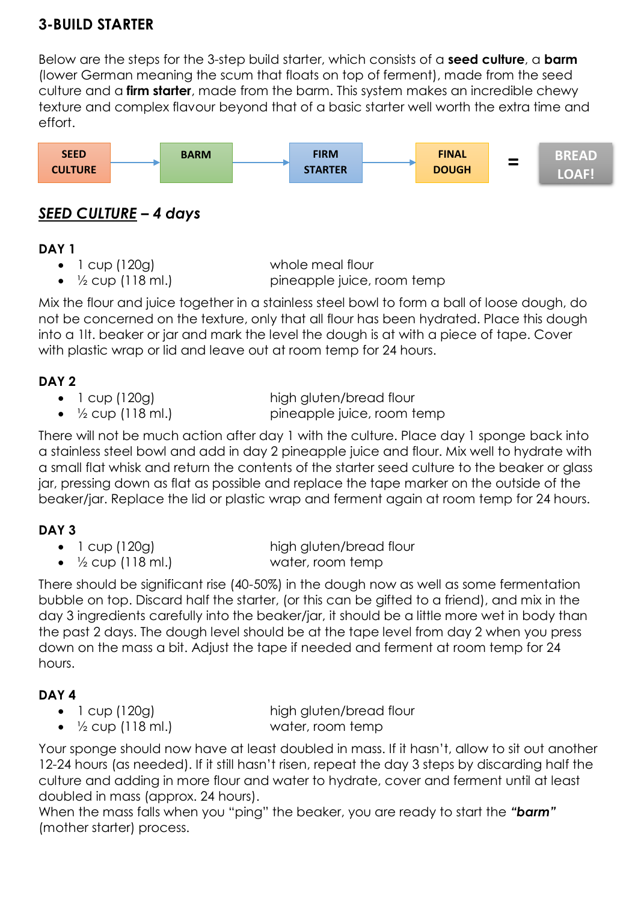## 3-BUILD STARTER

Below are the steps for the 3-step build starter, which consists of a **seed culture**, a **barm** (lower German meaning the scum that floats on top of ferment), made from the seed culture and a **firm starter**, made from the barm. This system makes an incredible chewy texture and complex flavour beyond that of a basic starter well worth the extra time and effort.

**SEED CULTURE** → **BARM** → **FIRM STARTER** → **FINAL DOUGH** = **BREAD LOAF!**

### ***SEED CULTURE – 4 days***

**DAY 1**

- 1 cup (120g) whole meal flour
- ½ cup (118 ml.) pineapple juice, room temp

Mix the flour and juice together in a stainless steel bowl to form a ball of loose dough, do not be concerned on the texture, only that all flour has been hydrated. Place this dough into a 1lt. beaker or jar and mark the level the dough is at with a piece of tape. Cover with plastic wrap or lid and leave out at room temp for 24 hours.

**DAY 2**

- 1 cup (120g) high gluten/bread flour
- ½ cup (118 ml.) pineapple juice, room temp

There will not be much action after day 1 with the culture. Place day 1 sponge back into a stainless steel bowl and add in day 2 pineapple juice and flour. Mix well to hydrate with a small flat whisk and return the contents of the starter seed culture to the beaker or glass jar, pressing down as flat as possible and replace the tape marker on the outside of the beaker/jar. Replace the lid or plastic wrap and ferment again at room temp for 24 hours.

**DAY 3**

- 1 cup (120g) high gluten/bread flour
- ½ cup (118 ml.) water, room temp

There should be significant rise (40-50%) in the dough now as well as some fermentation bubble on top. Discard half the starter, (or this can be gifted to a friend), and mix in the day 3 ingredients carefully into the beaker/jar, it should be a little more wet in body than the past 2 days. The dough level should be at the tape level from day 2 when you press down on the mass a bit. Adjust the tape if needed and ferment at room temp for 24 hours.

**DAY 4**

- 1 cup (120g) high gluten/bread flour
- ½ cup (118 ml.) water, room temp

Your sponge should now have at least doubled in mass. If it hasn't, allow to sit out another 12-24 hours (as needed). If it still hasn't risen, repeat the day 3 steps by discarding half the culture and adding in more flour and water to hydrate, cover and ferment until at least doubled in mass (approx. 24 hours).
When the mass falls when you "ping" the beaker, you are ready to start the ***"barm"*** (mother starter) process.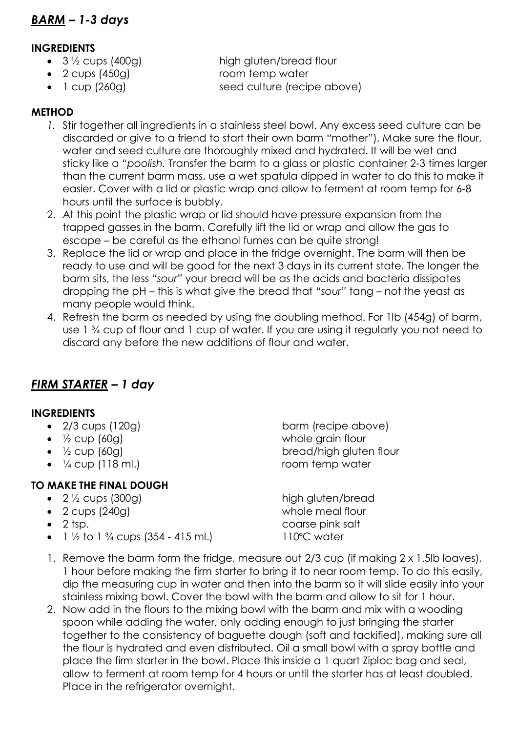## ***BARM – 1-3 days***

**INGREDIENTS**

- 3 ½ cups (400g) high gluten/bread flour
- 2 cups (450g) room temp water
- 1 cup (260g) seed culture (recipe above)

**METHOD**

1. Stir together all ingredients in a stainless steel bowl. Any excess seed culture can be discarded or give to a friend to start their own barm "mother"). Make sure the flour, water and seed culture are thoroughly mixed and hydrated. It will be wet and sticky like a *"poolish*. Transfer the barm to a glass or plastic container 2-3 times larger than the current barm mass, use a wet spatula dipped in water to do this to make it easier. Cover with a lid or plastic wrap and allow to ferment at room temp for 6-8 hours until the surface is bubbly.
2. At this point the plastic wrap or lid should have pressure expansion from the trapped gasses in the barm. Carefully lift the lid or wrap and allow the gas to escape – be careful as the ethanol fumes can be quite strong!
3. Replace the lid or wrap and place in the fridge overnight. The barm will then be ready to use and will be good for the next 3 days in its current state. The longer the barm sits, the less *"sour"* your bread will be as the acids and bacteria dissipates dropping the pH – this is what give the bread that *"sour"* tang – not the yeast as many people would think.
4. Refresh the barm as needed by using the doubling method. For 1lb (454g) of barm, use 1 ¾ cup of flour and 1 cup of water. If you are using it regularly you not need to discard any before the new additions of flour and water.

## ***FIRM STARTER – 1 day***

**INGREDIENTS**

- 2/3 cups (120g) barm (recipe above)
- ½ cup (60g) whole grain flour
- ½ cup (60g) bread/high gluten flour
- ¼ cup (118 ml.) room temp water

**TO MAKE THE FINAL DOUGH**

- 2 ½ cups (300g) high gluten/bread
- 2 cups (240g) whole meal flour
- 2 tsp. coarse pink salt
- 1 ½ to 1 ¾ cups (354 - 415 ml.) 110°C water

1. Remove the barm form the fridge, measure out 2/3 cup (if making 2 x 1.5lb loaves), 1 hour before making the firm starter to bring it to near room temp. To do this easily, dip the measuring cup in water and then into the barm so it will slide easily into your stainless mixing bowl. Cover the bowl with the barm and allow to sit for 1 hour.
2. Now add in the flours to the mixing bowl with the barm and mix with a wooding spoon while adding the water, only adding enough to just bringing the starter together to the consistency of baguette dough (soft and tackified), making sure all the flour is hydrated and even distributed. Oil a small bowl with a spray bottle and place the firm starter in the bowl. Place this inside a 1 quart Ziploc bag and seal, allow to ferment at room temp for 4 hours or until the starter has at least doubled. Place in the refrigerator overnight.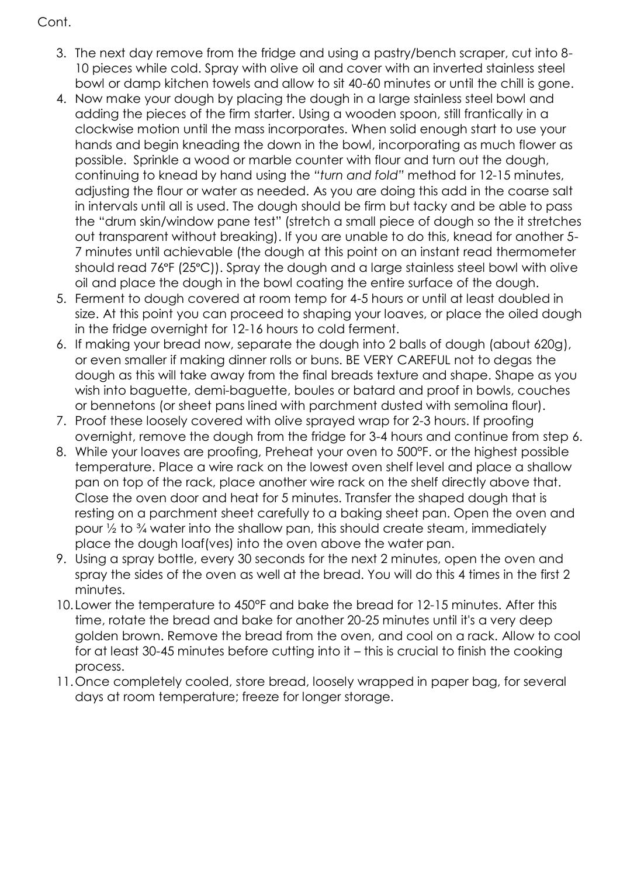Cont.

3. The next day remove from the fridge and using a pastry/bench scraper, cut into 8-10 pieces while cold. Spray with olive oil and cover with an inverted stainless steel bowl or damp kitchen towels and allow to sit 40-60 minutes or until the chill is gone.
4. Now make your dough by placing the dough in a large stainless steel bowl and adding the pieces of the firm starter. Using a wooden spoon, still frantically in a clockwise motion until the mass incorporates. When solid enough start to use your hands and begin kneading the down in the bowl, incorporating as much flower as possible. Sprinkle a wood or marble counter with flour and turn out the dough, continuing to knead by hand using the *"turn and fold"* method for 12-15 minutes, adjusting the flour or water as needed. As you are doing this add in the coarse salt in intervals until all is used. The dough should be firm but tacky and be able to pass the "drum skin/window pane test" (stretch a small piece of dough so the it stretches out transparent without breaking). If you are unable to do this, knead for another 5-7 minutes until achievable (the dough at this point on an instant read thermometer should read 76°F (25°C)). Spray the dough and a large stainless steel bowl with olive oil and place the dough in the bowl coating the entire surface of the dough.
5. Ferment to dough covered at room temp for 4-5 hours or until at least doubled in size. At this point you can proceed to shaping your loaves, or place the oiled dough in the fridge overnight for 12-16 hours to cold ferment.
6. If making your bread now, separate the dough into 2 balls of dough (about 620g), or even smaller if making dinner rolls or buns. BE VERY CAREFUL not to degas the dough as this will take away from the final breads texture and shape. Shape as you wish into baguette, demi-baguette, boules or batard and proof in bowls, couches or bennetons (or sheet pans lined with parchment dusted with semolina flour).
7. Proof these loosely covered with olive sprayed wrap for 2-3 hours. If proofing overnight, remove the dough from the fridge for 3-4 hours and continue from step 6.
8. While your loaves are proofing, Preheat your oven to 500°F. or the highest possible temperature. Place a wire rack on the lowest oven shelf level and place a shallow pan on top of the rack, place another wire rack on the shelf directly above that. Close the oven door and heat for 5 minutes. Transfer the shaped dough that is resting on a parchment sheet carefully to a baking sheet pan. Open the oven and pour ½ to ¾ water into the shallow pan, this should create steam, immediately place the dough loaf(ves) into the oven above the water pan.
9. Using a spray bottle, every 30 seconds for the next 2 minutes, open the oven and spray the sides of the oven as well at the bread. You will do this 4 times in the first 2 minutes.
10. Lower the temperature to 450°F and bake the bread for 12-15 minutes. After this time, rotate the bread and bake for another 20-25 minutes until it's a very deep golden brown. Remove the bread from the oven, and cool on a rack. Allow to cool for at least 30-45 minutes before cutting into it – this is crucial to finish the cooking process.
11. Once completely cooled, store bread, loosely wrapped in paper bag, for several days at room temperature; freeze for longer storage.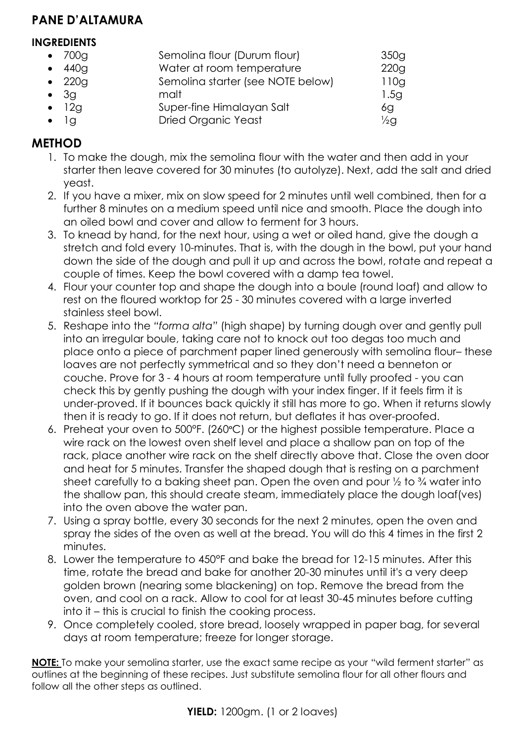## PANE D'ALTAMURA

### INGREDIENTS

| | | |
|---|---|---|
| 700g | Semolina flour (Durum flour) | 350g |
| 440g | Water at room temperature | 220g |
| 220g | Semolina starter (see NOTE below) | 110g |
| 3g | malt | 1.5g |
| 12g | Super-fine Himalayan Salt | 6g |
| 1g | Dried Organic Yeast | ½g |

## METHOD

1. To make the dough, mix the semolina flour with the water and then add in your starter then leave covered for 30 minutes (to autolyze). Next, add the salt and dried yeast.
2. If you have a mixer, mix on slow speed for 2 minutes until well combined, then for a further 8 minutes on a medium speed until nice and smooth. Place the dough into an oiled bowl and cover and allow to ferment for 3 hours.
3. To knead by hand, for the next hour, using a wet or oiled hand, give the dough a stretch and fold every 10-minutes. That is, with the dough in the bowl, put your hand down the side of the dough and pull it up and across the bowl, rotate and repeat a couple of times. Keep the bowl covered with a damp tea towel.
4. Flour your counter top and shape the dough into a boule (round loaf) and allow to rest on the floured worktop for 25 - 30 minutes covered with a large inverted stainless steel bowl.
5. Reshape into the *"forma alta"* (high shape) by turning dough over and gently pull into an irregular boule, taking care not to knock out too degas too much and place onto a piece of parchment paper lined generously with semolina flour– these loaves are not perfectly symmetrical and so they don't need a benneton or couche. Prove for 3 - 4 hours at room temperature until fully proofed - you can check this by gently pushing the dough with your index finger. If it feels firm it is under-proved. If it bounces back quickly it still has more to go. When it returns slowly then it is ready to go. If it does not return, but deflates it has over-proofed.
6. Preheat your oven to 500°F. (260°C) or the highest possible temperature. Place a wire rack on the lowest oven shelf level and place a shallow pan on top of the rack, place another wire rack on the shelf directly above that. Close the oven door and heat for 5 minutes. Transfer the shaped dough that is resting on a parchment sheet carefully to a baking sheet pan. Open the oven and pour ½ to ¾ water into the shallow pan, this should create steam, immediately place the dough loaf(ves) into the oven above the water pan.
7. Using a spray bottle, every 30 seconds for the next 2 minutes, open the oven and spray the sides of the oven as well at the bread. You will do this 4 times in the first 2 minutes.
8. Lower the temperature to 450°F and bake the bread for 12-15 minutes. After this time, rotate the bread and bake for another 20-30 minutes until it's a very deep golden brown (nearing some blackening) on top. Remove the bread from the oven, and cool on a rack. Allow to cool for at least 30-45 minutes before cutting into it – this is crucial to finish the cooking process.
9. Once completely cooled, store bread, loosely wrapped in paper bag, for several days at room temperature; freeze for longer storage.

**NOTE:** To make your semolina starter, use the exact same recipe as your "wild ferment starter" as outlines at the beginning of these recipes. Just substitute semolina flour for all other flours and follow all the other steps as outlined.

**YIELD:** 1200gm. (1 or 2 loaves)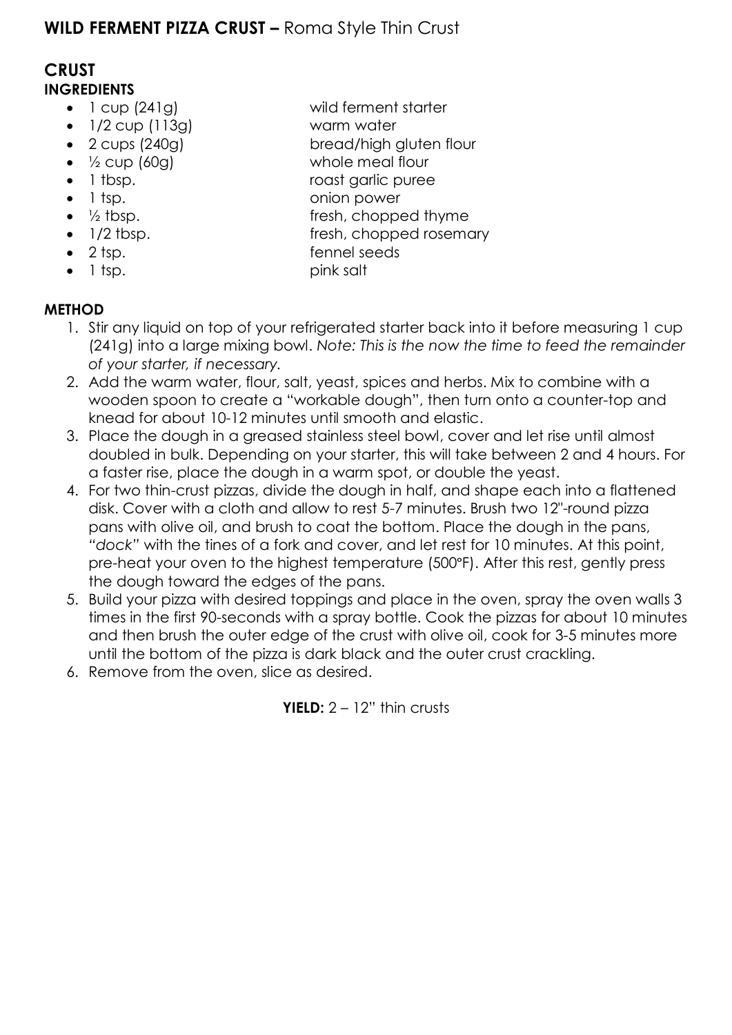## **WILD FERMENT PIZZA CRUST –** Roma Style Thin Crust

### CRUST

#### INGREDIENTS

- 1 cup (241g) wild ferment starter
- 1/2 cup (113g) warm water
- 2 cups (240g) bread/high gluten flour
- ½ cup (60g) whole meal flour
- 1 tbsp. roast garlic puree
- 1 tsp. onion power
- ½ tbsp. fresh, chopped thyme
- 1/2 tbsp. fresh, chopped rosemary
- 2 tsp. fennel seeds
- 1 tsp. pink salt

#### METHOD

1. Stir any liquid on top of your refrigerated starter back into it before measuring 1 cup (241g) into a large mixing bowl. *Note: This is the now the time to feed the remainder of your starter, if necessary.*
2. Add the warm water, flour, salt, yeast, spices and herbs. Mix to combine with a wooden spoon to create a "workable dough", then turn onto a counter-top and knead for about 10-12 minutes until smooth and elastic.
3. Place the dough in a greased stainless steel bowl, cover and let rise until almost doubled in bulk. Depending on your starter, this will take between 2 and 4 hours. For a faster rise, place the dough in a warm spot, or double the yeast.
4. For two thin-crust pizzas, divide the dough in half, and shape each into a flattened disk. Cover with a cloth and allow to rest 5-7 minutes. Brush two 12"-round pizza pans with olive oil, and brush to coat the bottom. Place the dough in the pans, *"dock"* with the tines of a fork and cover, and let rest for 10 minutes. At this point, pre-heat your oven to the highest temperature (500°F). After this rest, gently press the dough toward the edges of the pans.
5. Build your pizza with desired toppings and place in the oven, spray the oven walls 3 times in the first 90-seconds with a spray bottle. Cook the pizzas for about 10 minutes and then brush the outer edge of the crust with olive oil, cook for 3-5 minutes more until the bottom of the pizza is dark black and the outer crust crackling.
6. Remove from the oven, slice as desired.

**YIELD:** 2 – 12" thin crusts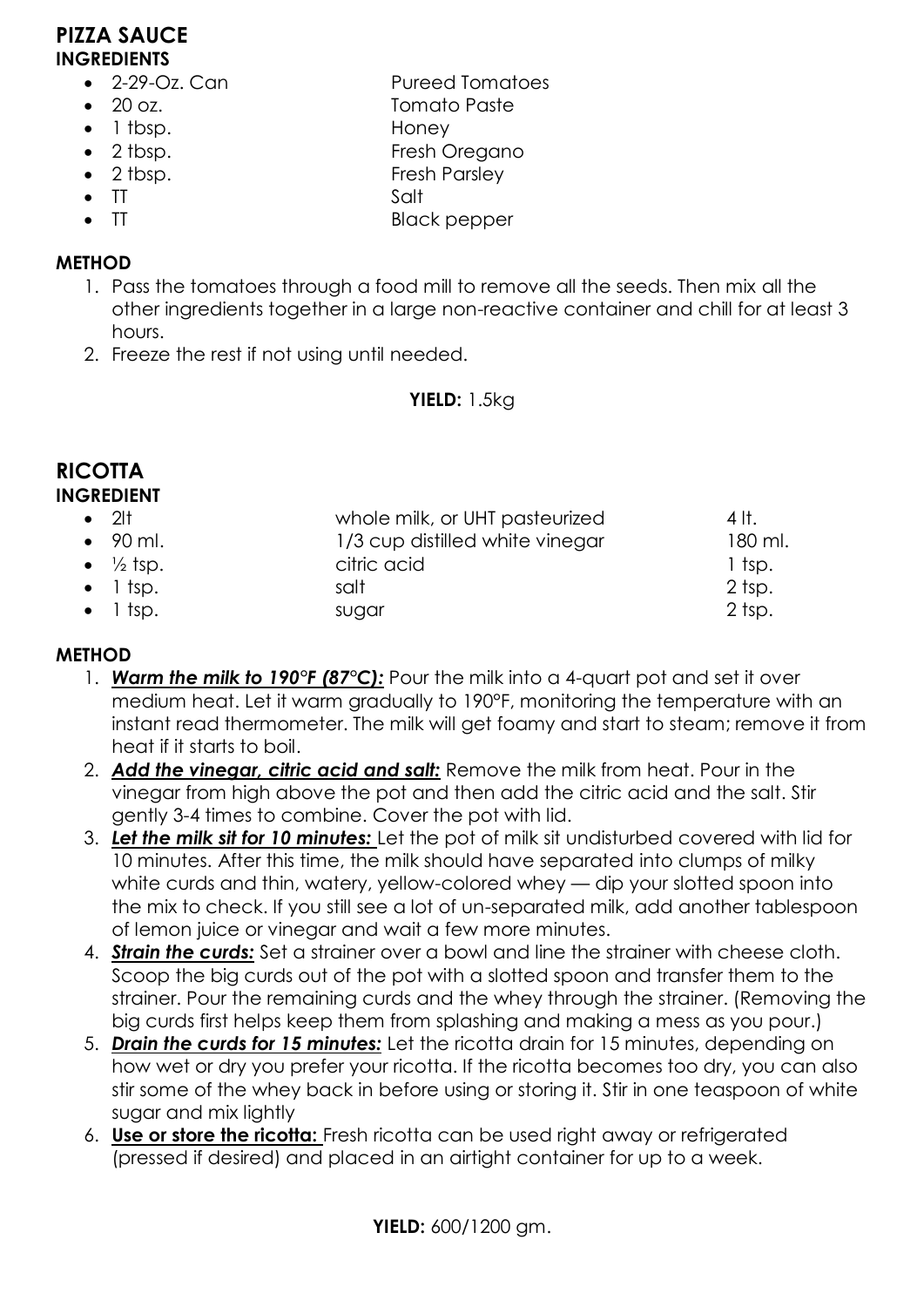# PIZZA SAUCE

## INGREDIENTS

| | |
|---|---|
| 2-29-Oz. Can | Pureed Tomatoes |
| 20 oz. | Tomato Paste |
| 1 tbsp. | Honey |
| 2 tbsp. | Fresh Oregano |
| 2 tbsp. | Fresh Parsley |
| TT | Salt |
| TT | Black pepper |

## METHOD

1. Pass the tomatoes through a food mill to remove all the seeds. Then mix all the other ingredients together in a large non-reactive container and chill for at least 3 hours.
2. Freeze the rest if not using until needed.

**YIELD:** 1.5kg

# RICOTTA

## INGREDIENT

| | | |
|---|---|---|
| 2lt | whole milk, or UHT pasteurized | 4 lt. |
| 90 ml. | 1/3 cup distilled white vinegar | 180 ml. |
| ½ tsp. | citric acid | 1 tsp. |
| 1 tsp. | salt | 2 tsp. |
| 1 tsp. | sugar | 2 tsp. |

## METHOD

1. ***Warm the milk to 190°F (87°C):*** Pour the milk into a 4-quart pot and set it over medium heat. Let it warm gradually to 190°F, monitoring the temperature with an instant read thermometer. The milk will get foamy and start to steam; remove it from heat if it starts to boil.
2. ***Add the vinegar, citric acid and salt:*** Remove the milk from heat. Pour in the vinegar from high above the pot and then add the citric acid and the salt. Stir gently 3-4 times to combine. Cover the pot with lid.
3. ***Let the milk sit for 10 minutes:*** Let the pot of milk sit undisturbed covered with lid for 10 minutes. After this time, the milk should have separated into clumps of milky white curds and thin, watery, yellow-colored whey — dip your slotted spoon into the mix to check. If you still see a lot of un-separated milk, add another tablespoon of lemon juice or vinegar and wait a few more minutes.
4. ***Strain the curds:*** Set a strainer over a bowl and line the strainer with cheese cloth. Scoop the big curds out of the pot with a slotted spoon and transfer them to the strainer. Pour the remaining curds and the whey through the strainer. (Removing the big curds first helps keep them from splashing and making a mess as you pour.)
5. ***Drain the curds for 15 minutes:*** Let the ricotta drain for 15 minutes, depending on how wet or dry you prefer your ricotta. If the ricotta becomes too dry, you can also stir some of the whey back in before using or storing it. Stir in one teaspoon of white sugar and mix lightly
6. **Use or store the ricotta:** Fresh ricotta can be used right away or refrigerated (pressed if desired) and placed in an airtight container for up to a week.

**YIELD:** 600/1200 gm.